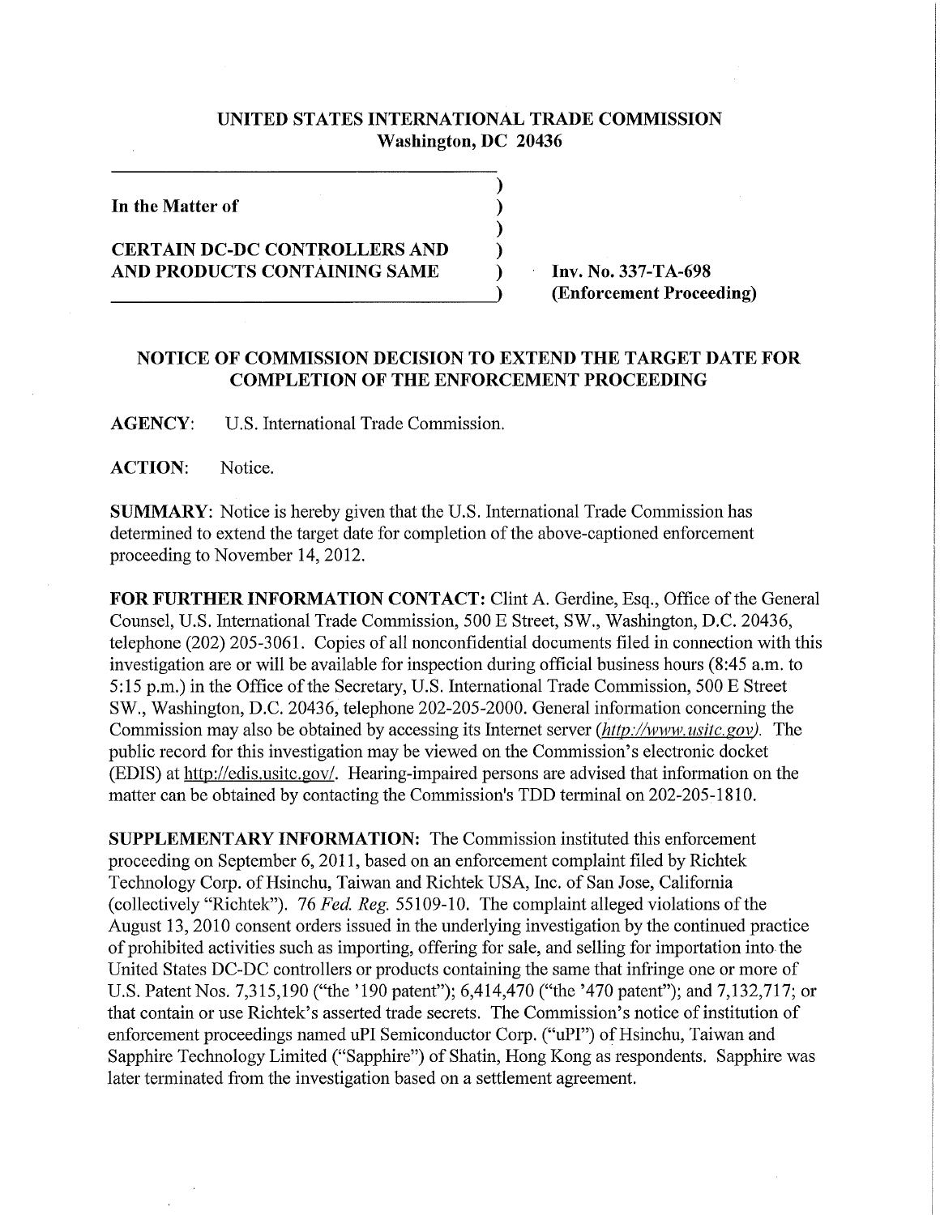**UNITED STATES INTERNATIONAL TRADE COMMISSION**
**Washington, DC 20436**

**In the Matter of**

**CERTAIN DC-DC CONTROLLERS AND AND PRODUCTS CONTAINING SAME**

**Inv. No. 337-TA-698**
**(Enforcement Proceeding)**

## NOTICE OF COMMISSION DECISION TO EXTEND THE TARGET DATE FOR COMPLETION OF THE ENFORCEMENT PROCEEDING

**AGENCY:** U.S. International Trade Commission.

**ACTION:** Notice.

**SUMMARY:** Notice is hereby given that the U.S. International Trade Commission has determined to extend the target date for completion of the above-captioned enforcement proceeding to November 14, 2012.

**FOR FURTHER INFORMATION CONTACT:** Clint A. Gerdine, Esq., Office of the General Counsel, U.S. International Trade Commission, 500 E Street, SW., Washington, D.C. 20436, telephone (202) 205-3061. Copies of all nonconfidential documents filed in connection with this investigation are or will be available for inspection during official business hours (8:45 a.m. to 5:15 p.m.) in the Office of the Secretary, U.S. International Trade Commission, 500 E Street SW., Washington, D.C. 20436, telephone 202-205-2000. General information concerning the Commission may also be obtained by accessing its Internet server (*http://www.usitc.gov*). The public record for this investigation may be viewed on the Commission's electronic docket (EDIS) at http://edis.usitc.gov/. Hearing-impaired persons are advised that information on the matter can be obtained by contacting the Commission's TDD terminal on 202-205-1810.

**SUPPLEMENTARY INFORMATION:** The Commission instituted this enforcement proceeding on September 6, 2011, based on an enforcement complaint filed by Richtek Technology Corp. of Hsinchu, Taiwan and Richtek USA, Inc. of San Jose, California (collectively "Richtek"). 76 *Fed. Reg.* 55109-10. The complaint alleged violations of the August 13, 2010 consent orders issued in the underlying investigation by the continued practice of prohibited activities such as importing, offering for sale, and selling for importation into the United States DC-DC controllers or products containing the same that infringe one or more of U.S. Patent Nos. 7,315,190 ("the '190 patent"); 6,414,470 ("the '470 patent"); and 7,132,717; or that contain or use Richtek's asserted trade secrets. The Commission's notice of institution of enforcement proceedings named uPI Semiconductor Corp. ("uPI") of Hsinchu, Taiwan and Sapphire Technology Limited ("Sapphire") of Shatin, Hong Kong as respondents. Sapphire was later terminated from the investigation based on a settlement agreement.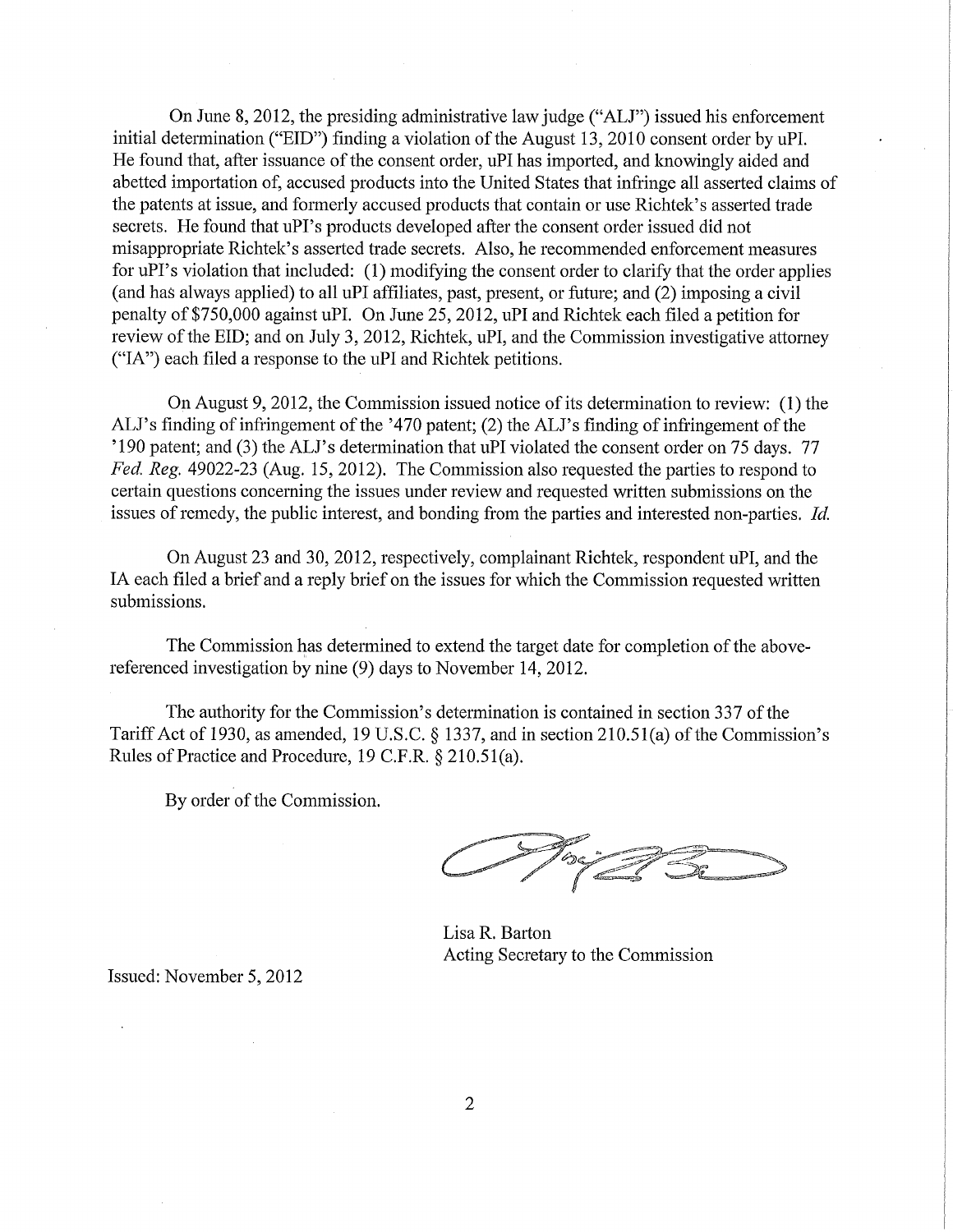On June 8, 2012, the presiding administrative law judge ("ALJ") issued his enforcement initial determination ("EID") finding a violation of the August 13, 2010 consent order by uPI. He found that, after issuance of the consent order, uPI has imported, and knowingly aided and abetted importation of, accused products into the United States that infringe all asserted claims of the patents at issue, and formerly accused products that contain or use Richtek's asserted trade secrets. He found that uPI's products developed after the consent order issued did not misappropriate Richtek's asserted trade secrets. Also, he recommended enforcement measures for uPI's violation that included: (1) modifying the consent order to clarify that the order applies (and has always applied) to all uPI affiliates, past, present, or future; and (2) imposing a civil penalty of $750,000 against uPI. On June 25, 2012, uPI and Richtek each filed a petition for review of the EID; and on July 3, 2012, Richtek, uPI, and the Commission investigative attorney ("IA") each filed a response to the uPI and Richtek petitions.

On August 9, 2012, the Commission issued notice of its determination to review: (1) the ALJ's finding of infringement of the '470 patent; (2) the ALJ's finding of infringement of the '190 patent; and (3) the ALJ's determination that uPI violated the consent order on 75 days. 77 *Fed. Reg.* 49022-23 (Aug. 15, 2012). The Commission also requested the parties to respond to certain questions concerning the issues under review and requested written submissions on the issues of remedy, the public interest, and bonding from the parties and interested non-parties. *Id.*

On August 23 and 30, 2012, respectively, complainant Richtek, respondent uPI, and the IA each filed a brief and a reply brief on the issues for which the Commission requested written submissions.

The Commission has determined to extend the target date for completion of the above-referenced investigation by nine (9) days to November 14, 2012.

The authority for the Commission's determination is contained in section 337 of the Tariff Act of 1930, as amended, 19 U.S.C. § 1337, and in section 210.51(a) of the Commission's Rules of Practice and Procedure, 19 C.F.R. § 210.51(a).

By order of the Commission.

Lisa R. Barton
Acting Secretary to the Commission

Issued: November 5, 2012